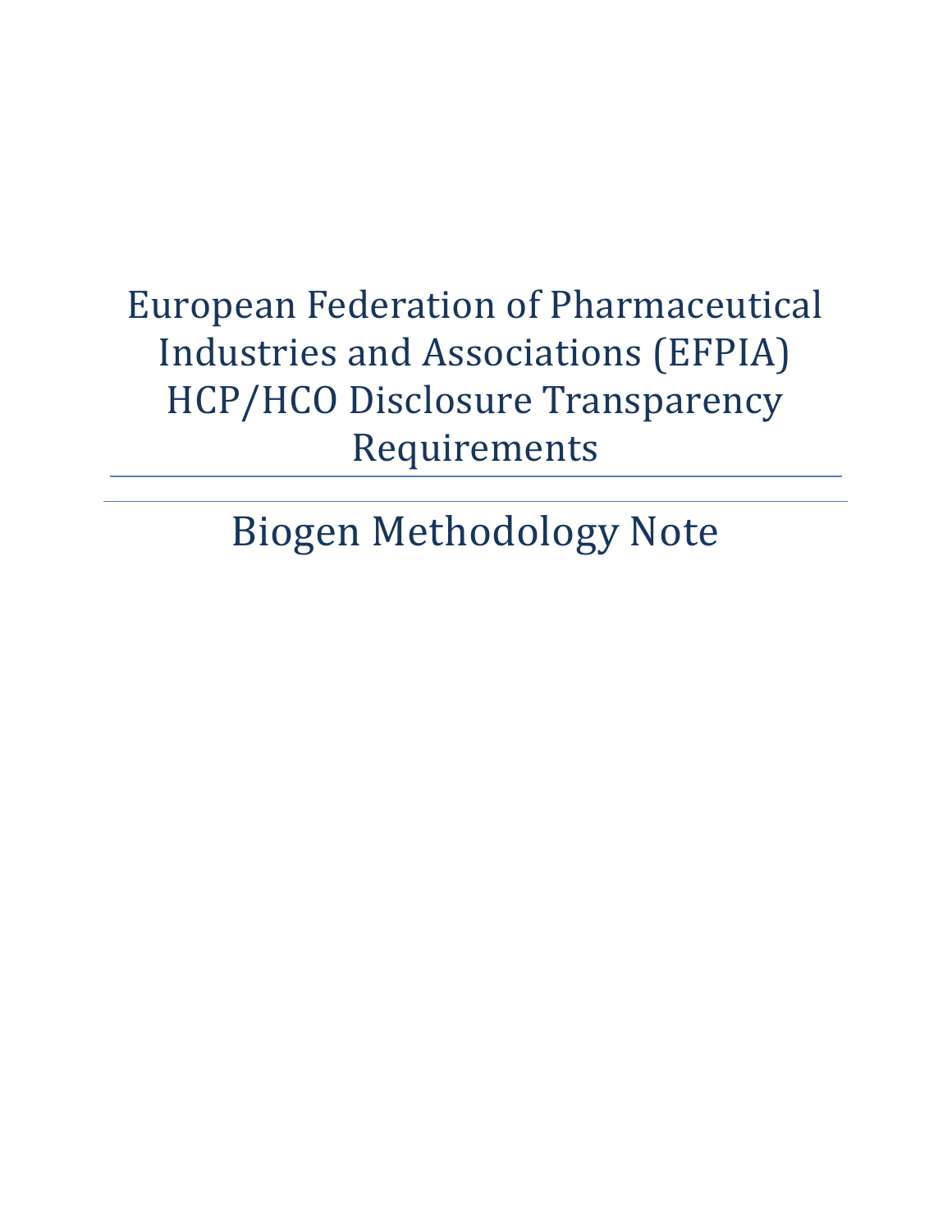# European Federation of Pharmaceutical Industries and Associations (EFPIA) HCP/HCO Disclosure Transparency Requirements

## Biogen Methodology Note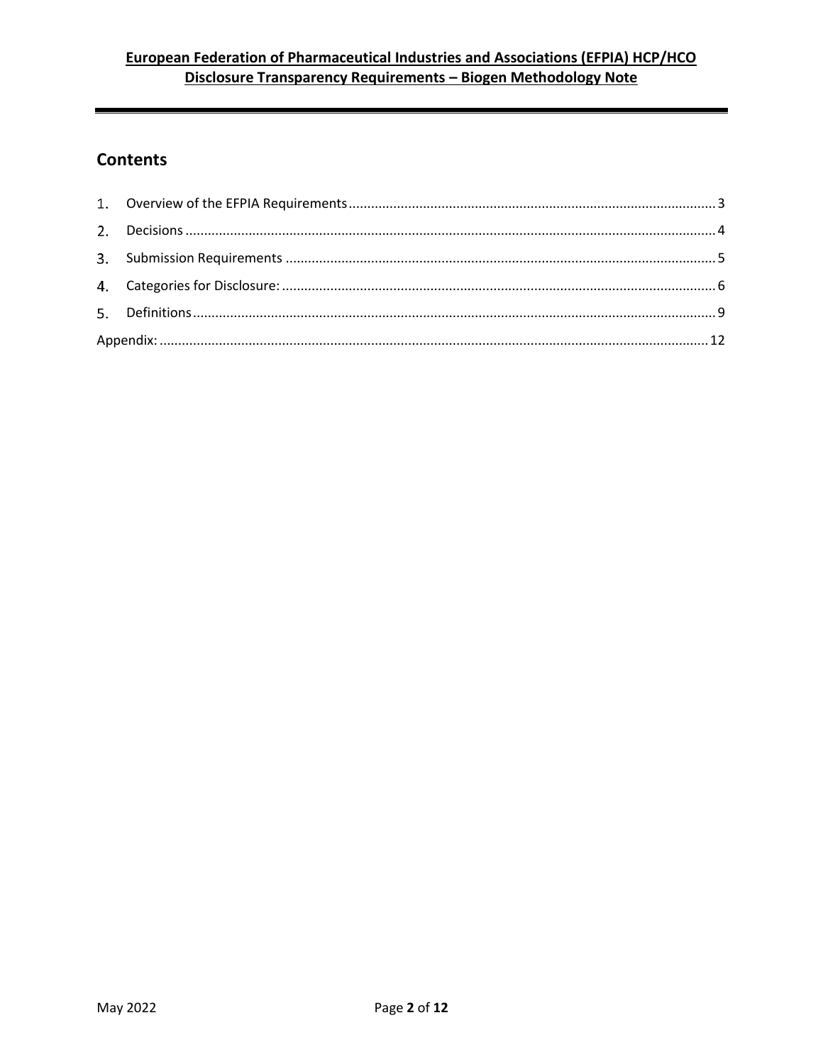## Contents

1. Overview of the EFPIA Requirements .......... 3
2. Decisions .......... 4
3. Submission Requirements .......... 5
4. Categories for Disclosure: .......... 6
5. Definitions .......... 9

Appendix: .......... 12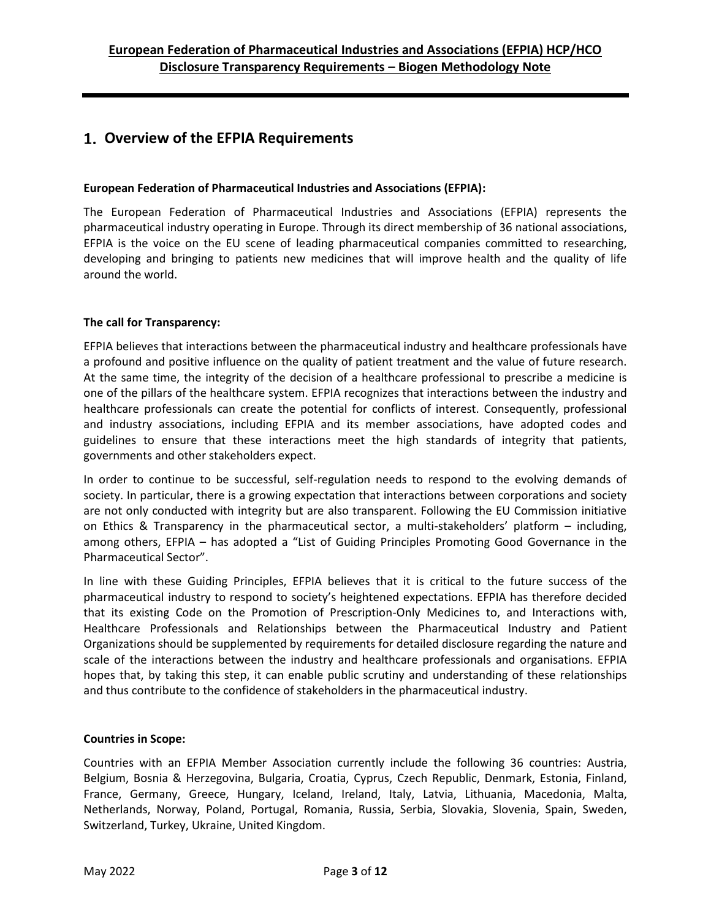## 1. Overview of the EFPIA Requirements

**European Federation of Pharmaceutical Industries and Associations (EFPIA):**

The European Federation of Pharmaceutical Industries and Associations (EFPIA) represents the pharmaceutical industry operating in Europe. Through its direct membership of 36 national associations, EFPIA is the voice on the EU scene of leading pharmaceutical companies committed to researching, developing and bringing to patients new medicines that will improve health and the quality of life around the world.

**The call for Transparency:**

EFPIA believes that interactions between the pharmaceutical industry and healthcare professionals have a profound and positive influence on the quality of patient treatment and the value of future research. At the same time, the integrity of the decision of a healthcare professional to prescribe a medicine is one of the pillars of the healthcare system. EFPIA recognizes that interactions between the industry and healthcare professionals can create the potential for conflicts of interest. Consequently, professional and industry associations, including EFPIA and its member associations, have adopted codes and guidelines to ensure that these interactions meet the high standards of integrity that patients, governments and other stakeholders expect.

In order to continue to be successful, self-regulation needs to respond to the evolving demands of society. In particular, there is a growing expectation that interactions between corporations and society are not only conducted with integrity but are also transparent. Following the EU Commission initiative on Ethics & Transparency in the pharmaceutical sector, a multi-stakeholders' platform – including, among others, EFPIA – has adopted a "List of Guiding Principles Promoting Good Governance in the Pharmaceutical Sector".

In line with these Guiding Principles, EFPIA believes that it is critical to the future success of the pharmaceutical industry to respond to society's heightened expectations. EFPIA has therefore decided that its existing Code on the Promotion of Prescription-Only Medicines to, and Interactions with, Healthcare Professionals and Relationships between the Pharmaceutical Industry and Patient Organizations should be supplemented by requirements for detailed disclosure regarding the nature and scale of the interactions between the industry and healthcare professionals and organisations. EFPIA hopes that, by taking this step, it can enable public scrutiny and understanding of these relationships and thus contribute to the confidence of stakeholders in the pharmaceutical industry.

**Countries in Scope:**

Countries with an EFPIA Member Association currently include the following 36 countries: Austria, Belgium, Bosnia & Herzegovina, Bulgaria, Croatia, Cyprus, Czech Republic, Denmark, Estonia, Finland, France, Germany, Greece, Hungary, Iceland, Ireland, Italy, Latvia, Lithuania, Macedonia, Malta, Netherlands, Norway, Poland, Portugal, Romania, Russia, Serbia, Slovakia, Slovenia, Spain, Sweden, Switzerland, Turkey, Ukraine, United Kingdom.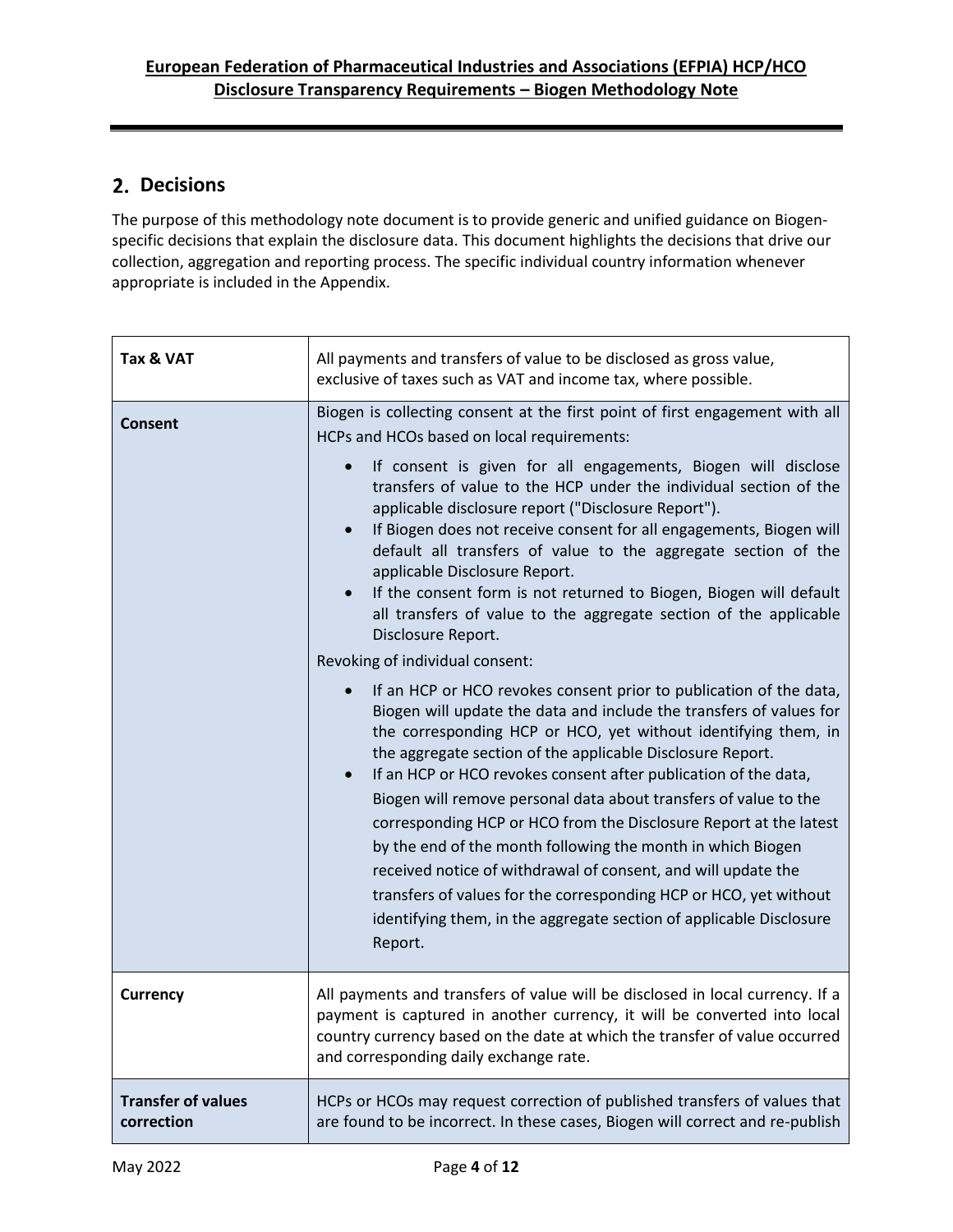## 2. Decisions

The purpose of this methodology note document is to provide generic and unified guidance on Biogen-specific decisions that explain the disclosure data. This document highlights the decisions that drive our collection, aggregation and reporting process. The specific individual country information whenever appropriate is included in the Appendix.

| | |
|---|---|
| **Tax & VAT** | All payments and transfers of value to be disclosed as gross value, exclusive of taxes such as VAT and income tax, where possible. |
| **Consent** | Biogen is collecting consent at the first point of first engagement with all HCPs and HCOs based on local requirements:<br>• If consent is given for all engagements, Biogen will disclose transfers of value to the HCP under the individual section of the applicable disclosure report ("Disclosure Report").<br>• If Biogen does not receive consent for all engagements, Biogen will default all transfers of value to the aggregate section of the applicable Disclosure Report.<br>• If the consent form is not returned to Biogen, Biogen will default all transfers of value to the aggregate section of the applicable Disclosure Report.<br>Revoking of individual consent:<br>• If an HCP or HCO revokes consent prior to publication of the data, Biogen will update the data and include the transfers of values for the corresponding HCP or HCO, yet without identifying them, in the aggregate section of the applicable Disclosure Report.<br>• If an HCP or HCO revokes consent after publication of the data, Biogen will remove personal data about transfers of value to the corresponding HCP or HCO from the Disclosure Report at the latest by the end of the month following the month in which Biogen received notice of withdrawal of consent, and will update the transfers of values for the corresponding HCP or HCO, yet without identifying them, in the aggregate section of applicable Disclosure Report. |
| **Currency** | All payments and transfers of value will be disclosed in local currency. If a payment is captured in another currency, it will be converted into local country currency based on the date at which the transfer of value occurred and corresponding daily exchange rate. |
| **Transfer of values correction** | HCPs or HCOs may request correction of published transfers of values that are found to be incorrect. In these cases, Biogen will correct and re-publish |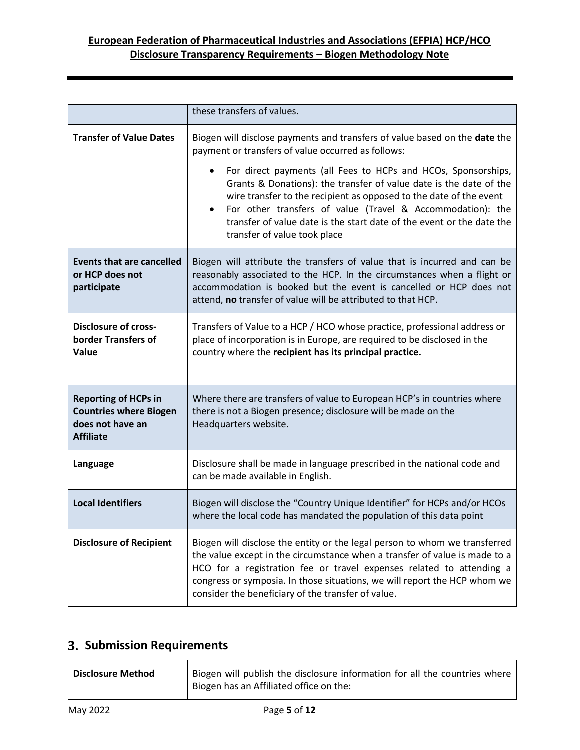| | |
|---|---|
| | these transfers of values. |
| **Transfer of Value Dates** | Biogen will disclose payments and transfers of value based on the **date** the payment or transfers of value occurred as follows:<br>• For direct payments (all Fees to HCPs and HCOs, Sponsorships, Grants & Donations): the transfer of value date is the date of the wire transfer to the recipient as opposed to the date of the event<br>• For other transfers of value (Travel & Accommodation): the transfer of value date is the start date of the event or the date the transfer of value took place |
| **Events that are cancelled or HCP does not participate** | Biogen will attribute the transfers of value that is incurred and can be reasonably associated to the HCP. In the circumstances when a flight or accommodation is booked but the event is cancelled or HCP does not attend, **no** transfer of value will be attributed to that HCP. |
| **Disclosure of cross-border Transfers of Value** | Transfers of Value to a HCP / HCO whose practice, professional address or place of incorporation is in Europe, are required to be disclosed in the country where the **recipient has its principal practice.** |
| **Reporting of HCPs in Countries where Biogen does not have an Affiliate** | Where there are transfers of value to European HCP's in countries where there is not a Biogen presence; disclosure will be made on the Headquarters website. |
| **Language** | Disclosure shall be made in language prescribed in the national code and can be made available in English. |
| **Local Identifiers** | Biogen will disclose the "Country Unique Identifier" for HCPs and/or HCOs where the local code has mandated the population of this data point |
| **Disclosure of Recipient** | Biogen will disclose the entity or the legal person to whom we transferred the value except in the circumstance when a transfer of value is made to a HCO for a registration fee or travel expenses related to attending a congress or symposia. In those situations, we will report the HCP whom we consider the beneficiary of the transfer of value. |

## 3. Submission Requirements

| | |
|---|---|
| **Disclosure Method** | Biogen will publish the disclosure information for all the countries where Biogen has an Affiliated office on the: |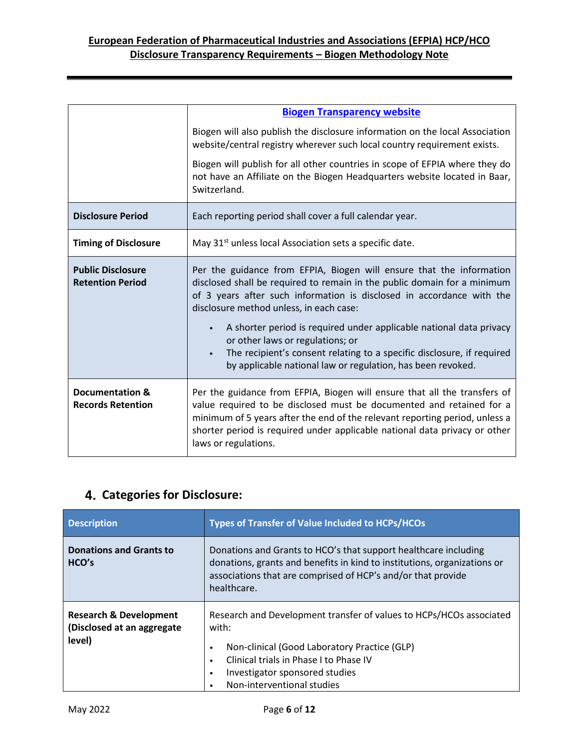| | |
|---|---|
| | **Biogen Transparency website**<br><br>Biogen will also publish the disclosure information on the local Association website/central registry wherever such local country requirement exists.<br><br>Biogen will publish for all other countries in scope of EFPIA where they do not have an Affiliate on the Biogen Headquarters website located in Baar, Switzerland. |
| **Disclosure Period** | Each reporting period shall cover a full calendar year. |
| **Timing of Disclosure** | May 31st unless local Association sets a specific date. |
| **Public Disclosure Retention Period** | Per the guidance from EFPIA, Biogen will ensure that the information disclosed shall be required to remain in the public domain for a minimum of 3 years after such information is disclosed in accordance with the disclosure method unless, in each case:<br>• A shorter period is required under applicable national data privacy or other laws or regulations; or<br>• The recipient's consent relating to a specific disclosure, if required by applicable national law or regulation, has been revoked. |
| **Documentation & Records Retention** | Per the guidance from EFPIA, Biogen will ensure that all the transfers of value required to be disclosed must be documented and retained for a minimum of 5 years after the end of the relevant reporting period, unless a shorter period is required under applicable national data privacy or other laws or regulations. |

## 4. Categories for Disclosure:

| Description | Types of Transfer of Value Included to HCPs/HCOs |
|---|---|
| **Donations and Grants to HCO's** | Donations and Grants to HCO's that support healthcare including donations, grants and benefits in kind to institutions, organizations or associations that are comprised of HCP's and/or that provide healthcare. |
| **Research & Development (Disclosed at an aggregate level)** | Research and Development transfer of values to HCPs/HCOs associated with:<br>• Non-clinical (Good Laboratory Practice (GLP)<br>• Clinical trials in Phase I to Phase IV<br>• Investigator sponsored studies<br>• Non-interventional studies |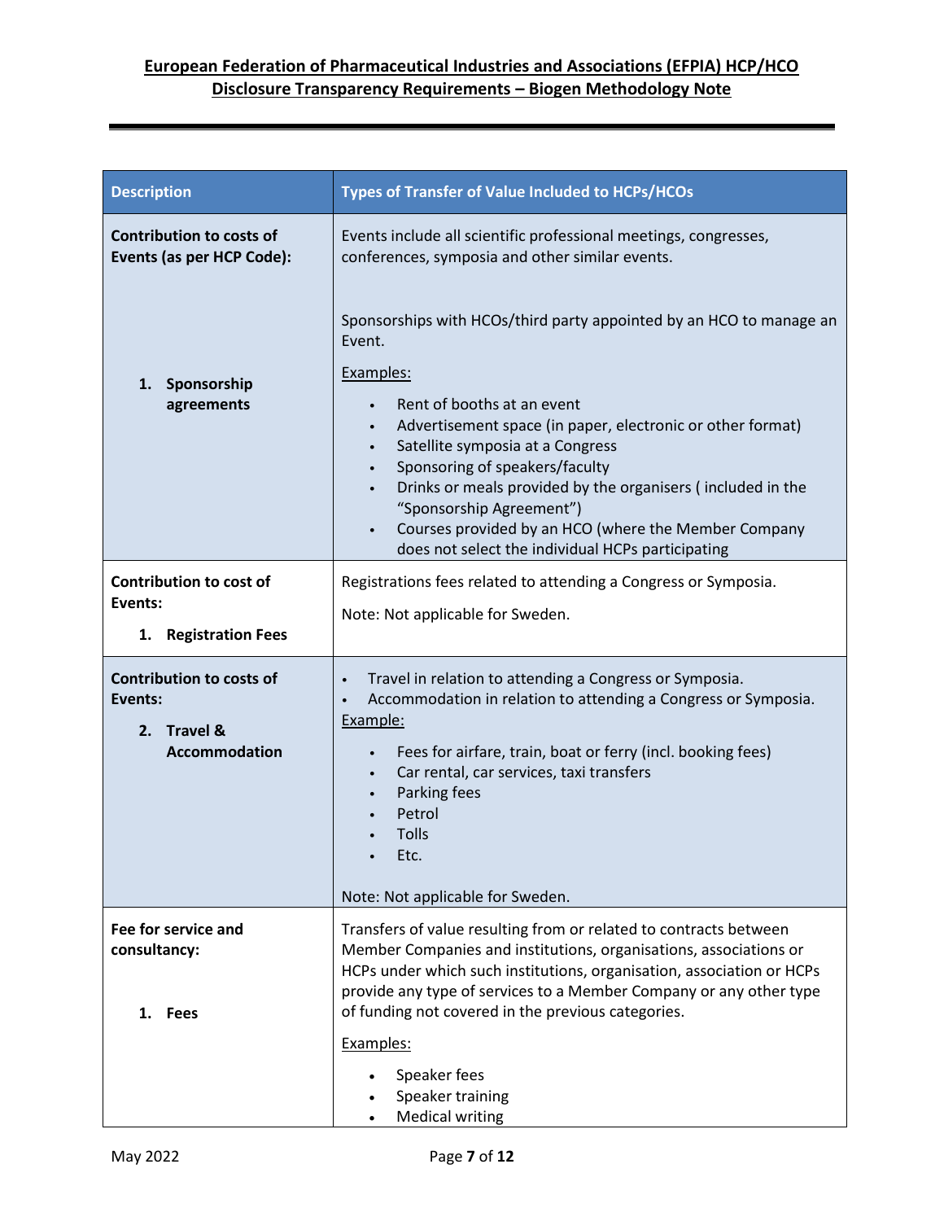| Description | Types of Transfer of Value Included to HCPs/HCOs |
|---|---|
| **Contribution to costs of Events (as per HCP Code):**<br><br>**1. Sponsorship agreements** | Events include all scientific professional meetings, congresses, conferences, symposia and other similar events.<br><br>Sponsorships with HCOs/third party appointed by an HCO to manage an Event.<br><br><u>Examples:</u><br>• Rent of booths at an event<br>• Advertisement space (in paper, electronic or other format)<br>• Satellite symposia at a Congress<br>• Sponsoring of speakers/faculty<br>• Drinks or meals provided by the organisers ( included in the "Sponsorship Agreement")<br>• Courses provided by an HCO (where the Member Company does not select the individual HCPs participating |
| **Contribution to cost of Events:**<br><br>**1. Registration Fees** | Registrations fees related to attending a Congress or Symposia.<br><br>Note: Not applicable for Sweden. |
| **Contribution to costs of Events:**<br><br>**2. Travel & Accommodation** | • Travel in relation to attending a Congress or Symposia.<br>• Accommodation in relation to attending a Congress or Symposia.<br><u>Example:</u><br>• Fees for airfare, train, boat or ferry (incl. booking fees)<br>• Car rental, car services, taxi transfers<br>• Parking fees<br>• Petrol<br>• Tolls<br>• Etc.<br><br>Note: Not applicable for Sweden. |
| **Fee for service and consultancy:**<br><br>**1. Fees** | Transfers of value resulting from or related to contracts between Member Companies and institutions, organisations, associations or HCPs under which such institutions, organisation, association or HCPs provide any type of services to a Member Company or any other type of funding not covered in the previous categories.<br><br><u>Examples:</u><br>• Speaker fees<br>• Speaker training<br>• Medical writing |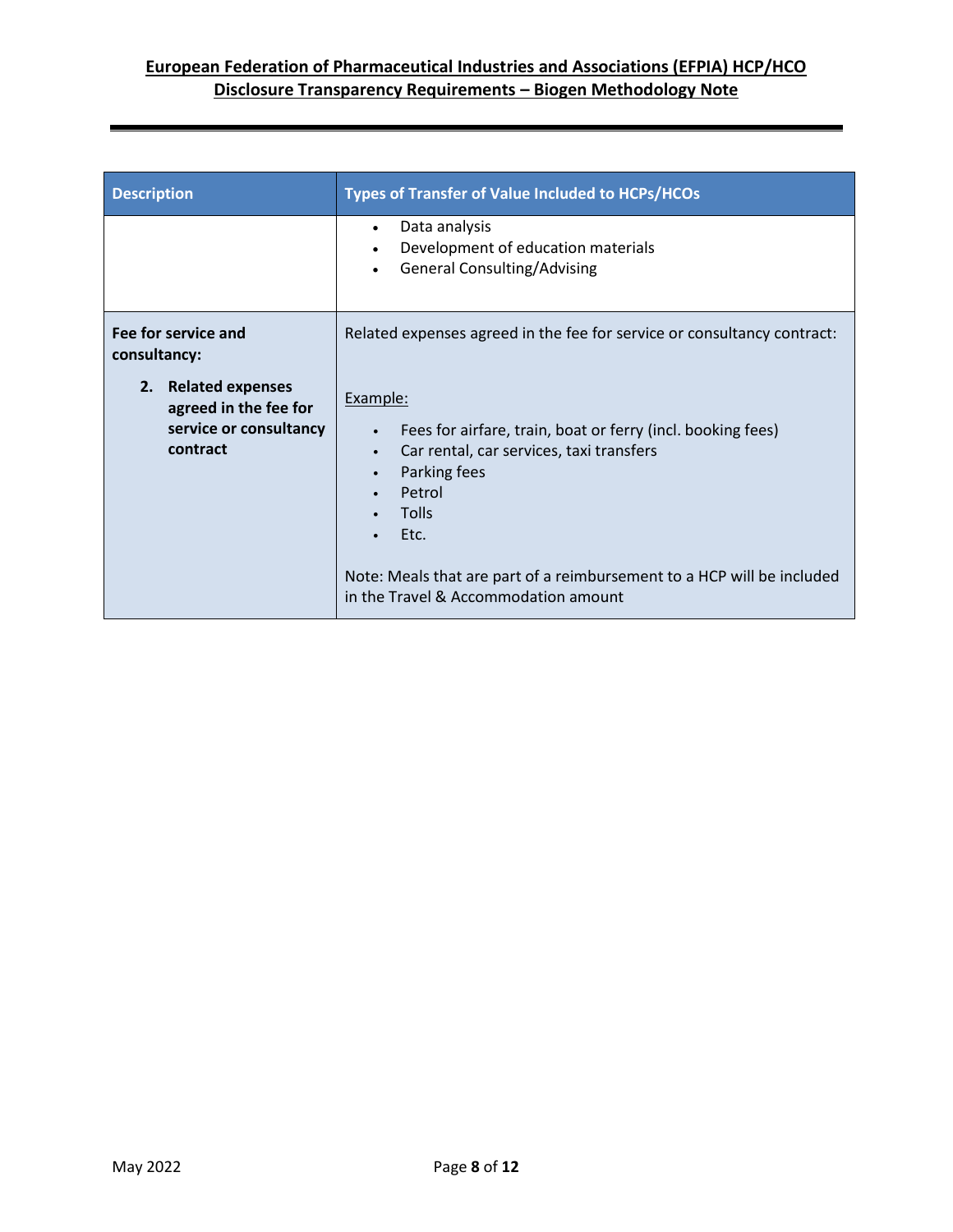| Description | Types of Transfer of Value Included to HCPs/HCOs |
|---|---|
| | • Data analysis<br>• Development of education materials<br>• General Consulting/Advising |
| **Fee for service and consultancy:**<br><br>**2. Related expenses agreed in the fee for service or consultancy contract** | Related expenses agreed in the fee for service or consultancy contract:<br><br>Example:<br><br>• Fees for airfare, train, boat or ferry (incl. booking fees)<br>• Car rental, car services, taxi transfers<br>• Parking fees<br>• Petrol<br>• Tolls<br>• Etc.<br><br>Note: Meals that are part of a reimbursement to a HCP will be included in the Travel & Accommodation amount |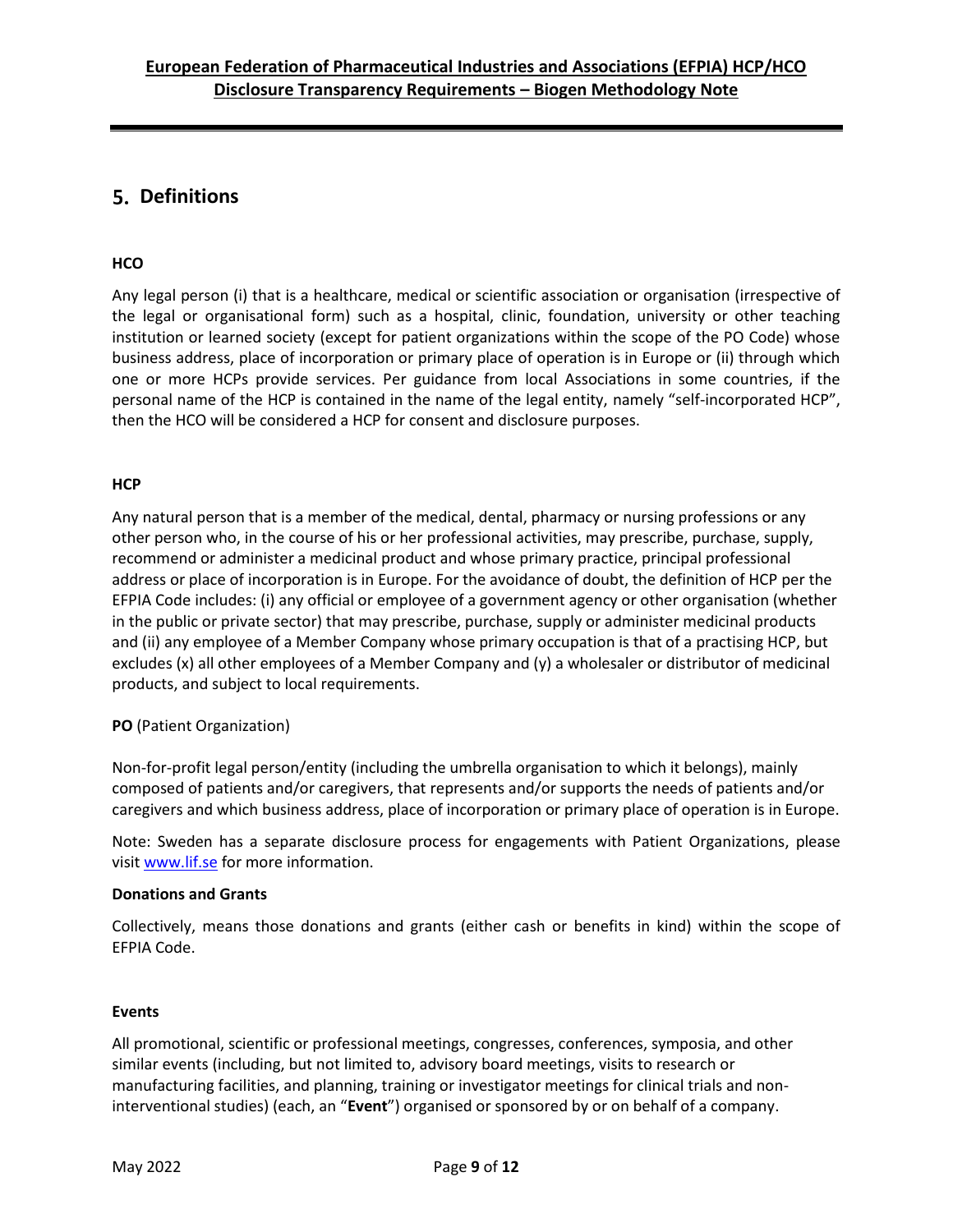## 5. Definitions

**HCO**

Any legal person (i) that is a healthcare, medical or scientific association or organisation (irrespective of the legal or organisational form) such as a hospital, clinic, foundation, university or other teaching institution or learned society (except for patient organizations within the scope of the PO Code) whose business address, place of incorporation or primary place of operation is in Europe or (ii) through which one or more HCPs provide services. Per guidance from local Associations in some countries, if the personal name of the HCP is contained in the name of the legal entity, namely "self-incorporated HCP", then the HCO will be considered a HCP for consent and disclosure purposes.

**HCP**

Any natural person that is a member of the medical, dental, pharmacy or nursing professions or any other person who, in the course of his or her professional activities, may prescribe, purchase, supply, recommend or administer a medicinal product and whose primary practice, principal professional address or place of incorporation is in Europe. For the avoidance of doubt, the definition of HCP per the EFPIA Code includes: (i) any official or employee of a government agency or other organisation (whether in the public or private sector) that may prescribe, purchase, supply or administer medicinal products and (ii) any employee of a Member Company whose primary occupation is that of a practising HCP, but excludes (x) all other employees of a Member Company and (y) a wholesaler or distributor of medicinal products, and subject to local requirements.

**PO** (Patient Organization)

Non-for-profit legal person/entity (including the umbrella organisation to which it belongs), mainly composed of patients and/or caregivers, that represents and/or supports the needs of patients and/or caregivers and which business address, place of incorporation or primary place of operation is in Europe.

Note: Sweden has a separate disclosure process for engagements with Patient Organizations, please visit www.lif.se for more information.

**Donations and Grants**

Collectively, means those donations and grants (either cash or benefits in kind) within the scope of EFPIA Code.

**Events**

All promotional, scientific or professional meetings, congresses, conferences, symposia, and other similar events (including, but not limited to, advisory board meetings, visits to research or manufacturing facilities, and planning, training or investigator meetings for clinical trials and non-interventional studies) (each, an "**Event**") organised or sponsored by or on behalf of a company.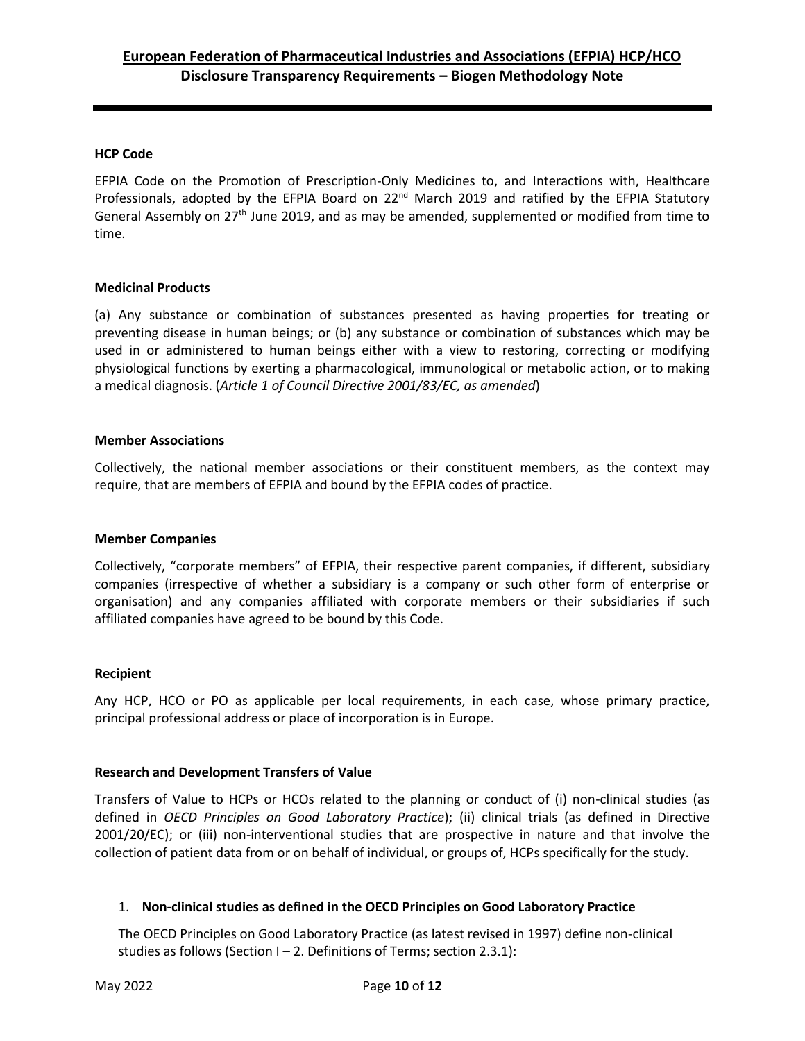**HCP Code**

EFPIA Code on the Promotion of Prescription-Only Medicines to, and Interactions with, Healthcare Professionals, adopted by the EFPIA Board on 22nd March 2019 and ratified by the EFPIA Statutory General Assembly on 27th June 2019, and as may be amended, supplemented or modified from time to time.

**Medicinal Products**

(a) Any substance or combination of substances presented as having properties for treating or preventing disease in human beings; or (b) any substance or combination of substances which may be used in or administered to human beings either with a view to restoring, correcting or modifying physiological functions by exerting a pharmacological, immunological or metabolic action, or to making a medical diagnosis. (*Article 1 of Council Directive 2001/83/EC, as amended*)

**Member Associations**

Collectively, the national member associations or their constituent members, as the context may require, that are members of EFPIA and bound by the EFPIA codes of practice.

**Member Companies**

Collectively, "corporate members" of EFPIA, their respective parent companies, if different, subsidiary companies (irrespective of whether a subsidiary is a company or such other form of enterprise or organisation) and any companies affiliated with corporate members or their subsidiaries if such affiliated companies have agreed to be bound by this Code.

**Recipient**

Any HCP, HCO or PO as applicable per local requirements, in each case, whose primary practice, principal professional address or place of incorporation is in Europe.

**Research and Development Transfers of Value**

Transfers of Value to HCPs or HCOs related to the planning or conduct of (i) non-clinical studies (as defined in *OECD Principles on Good Laboratory Practice*); (ii) clinical trials (as defined in Directive 2001/20/EC); or (iii) non-interventional studies that are prospective in nature and that involve the collection of patient data from or on behalf of individual, or groups of, HCPs specifically for the study.

1. **Non-clinical studies as defined in the OECD Principles on Good Laboratory Practice**

   The OECD Principles on Good Laboratory Practice (as latest revised in 1997) define non-clinical studies as follows (Section I – 2. Definitions of Terms; section 2.3.1):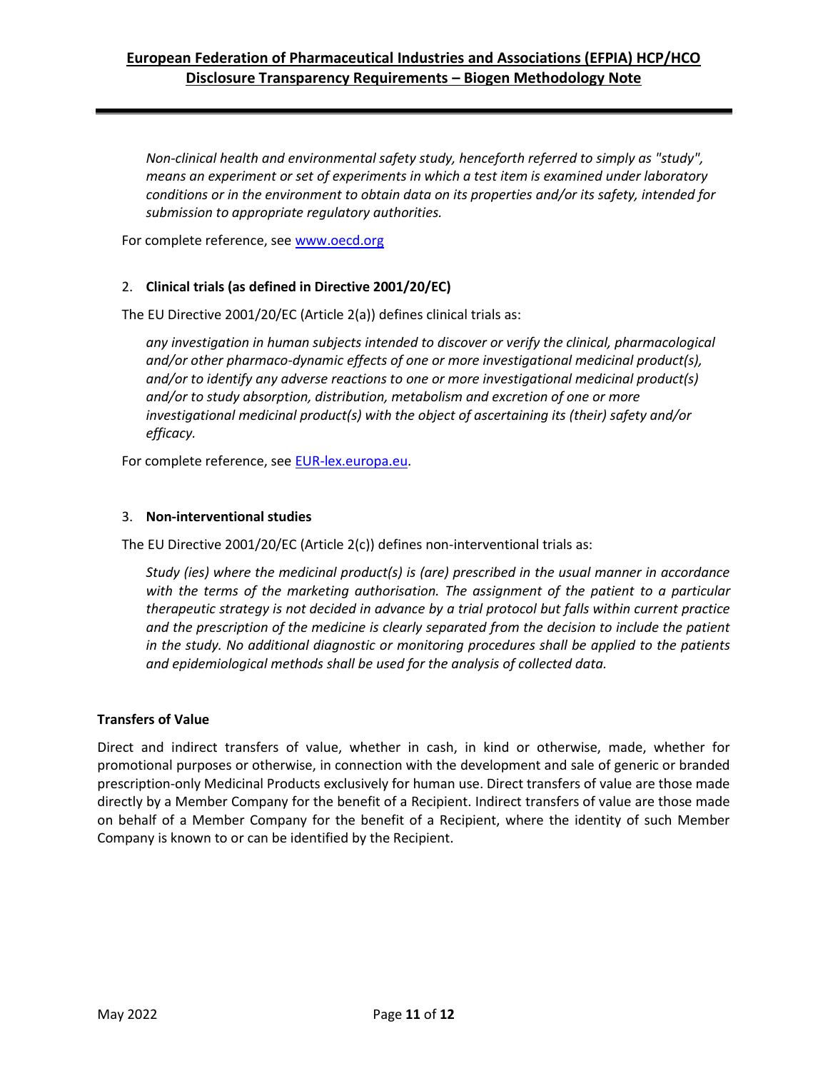*Non-clinical health and environmental safety study, henceforth referred to simply as "study", means an experiment or set of experiments in which a test item is examined under laboratory conditions or in the environment to obtain data on its properties and/or its safety, intended for submission to appropriate regulatory authorities.*

For complete reference, see [www.oecd.org](www.oecd.org)

2. **Clinical trials (as defined in Directive 2001/20/EC)**

The EU Directive 2001/20/EC (Article 2(a)) defines clinical trials as:

*any investigation in human subjects intended to discover or verify the clinical, pharmacological and/or other pharmaco-dynamic effects of one or more investigational medicinal product(s), and/or to identify any adverse reactions to one or more investigational medicinal product(s) and/or to study absorption, distribution, metabolism and excretion of one or more investigational medicinal product(s) with the object of ascertaining its (their) safety and/or efficacy.*

For complete reference, see [EUR-lex.europa.eu](EUR-lex.europa.eu).

3. **Non-interventional studies**

The EU Directive 2001/20/EC (Article 2(c)) defines non-interventional trials as:

*Study (ies) where the medicinal product(s) is (are) prescribed in the usual manner in accordance with the terms of the marketing authorisation. The assignment of the patient to a particular therapeutic strategy is not decided in advance by a trial protocol but falls within current practice and the prescription of the medicine is clearly separated from the decision to include the patient in the study. No additional diagnostic or monitoring procedures shall be applied to the patients and epidemiological methods shall be used for the analysis of collected data.*

**Transfers of Value**

Direct and indirect transfers of value, whether in cash, in kind or otherwise, made, whether for promotional purposes or otherwise, in connection with the development and sale of generic or branded prescription-only Medicinal Products exclusively for human use. Direct transfers of value are those made directly by a Member Company for the benefit of a Recipient. Indirect transfers of value are those made on behalf of a Member Company for the benefit of a Recipient, where the identity of such Member Company is known to or can be identified by the Recipient.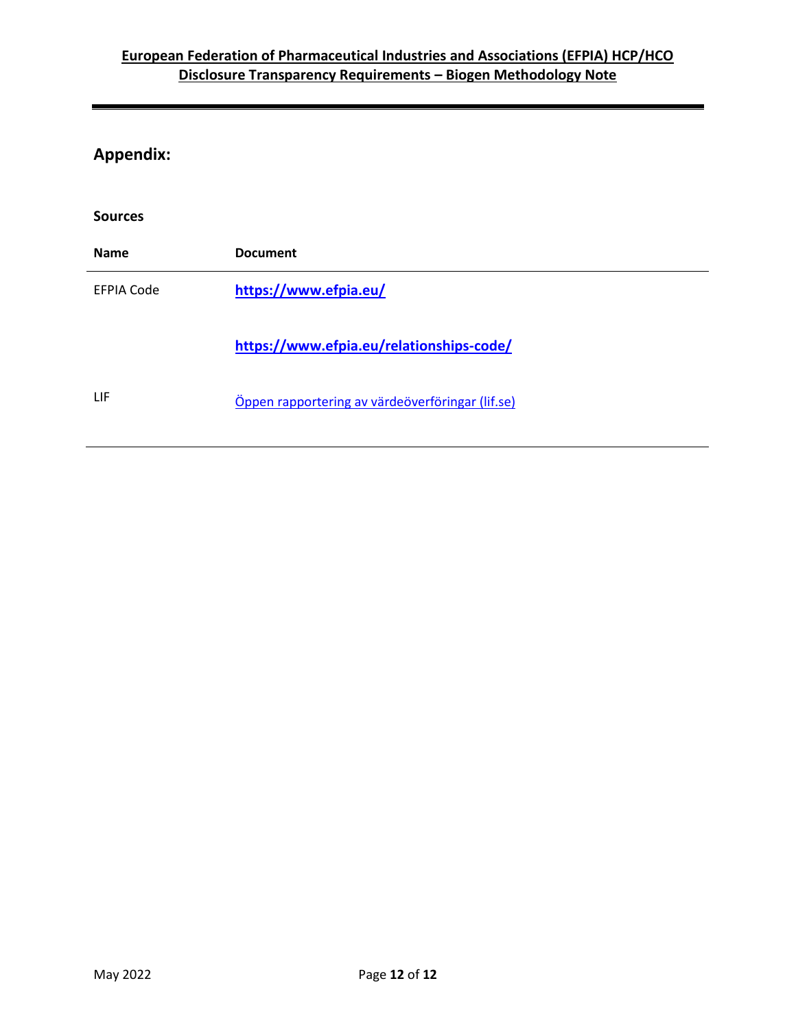## Appendix:

### Sources

| Name | Document |
|---|---|
| EFPIA Code | **https://www.efpia.eu/** |
| | **https://www.efpia.eu/relationships-code/** |
| LIF | Öppen rapportering av värdeöverföringar (lif.se) |